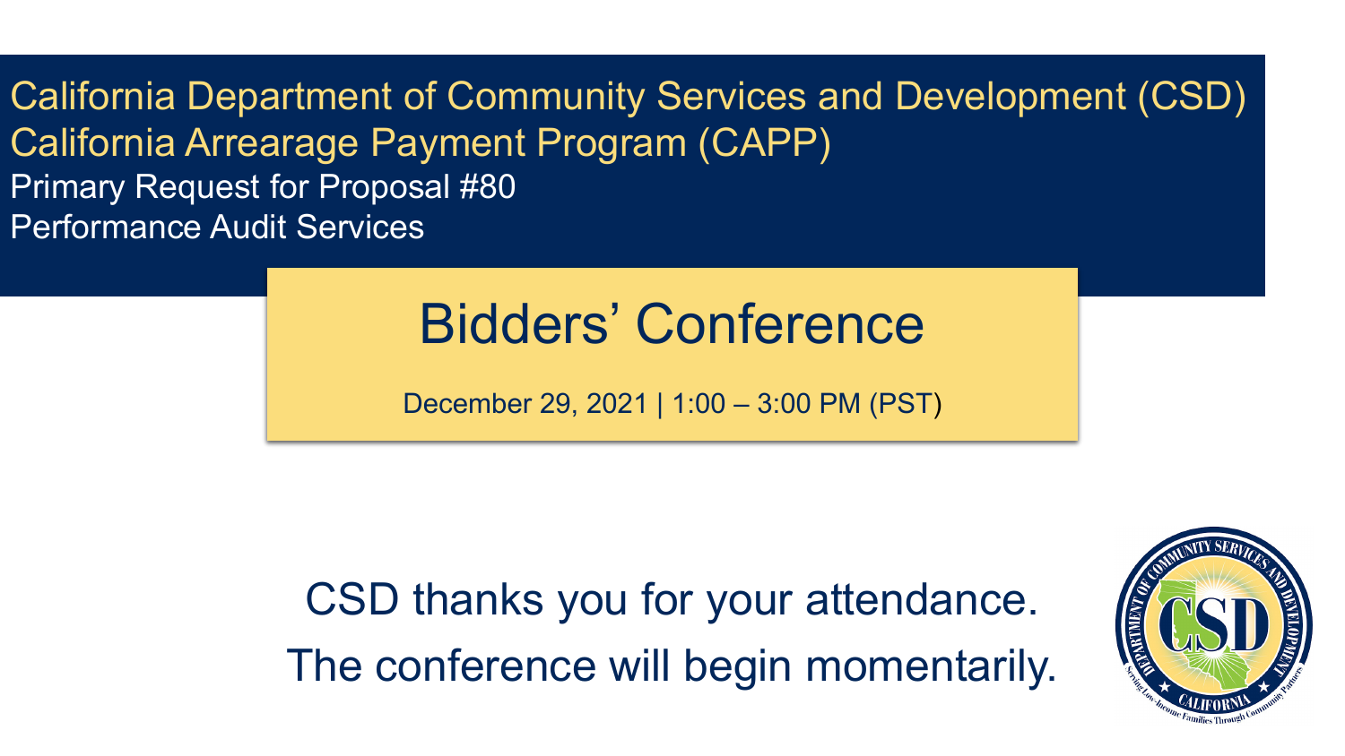# California Department of Community Services and Development (CSD)

## California Arrearage Payment Program (CAPP)

Primary Request for Proposal #80

Performance Audit Services

# Bidders' Conference

December 29, 2021 | 1:00 – 3:00 PM (PST)

CSD thanks you for your attendance.

The conference will begin momentarily.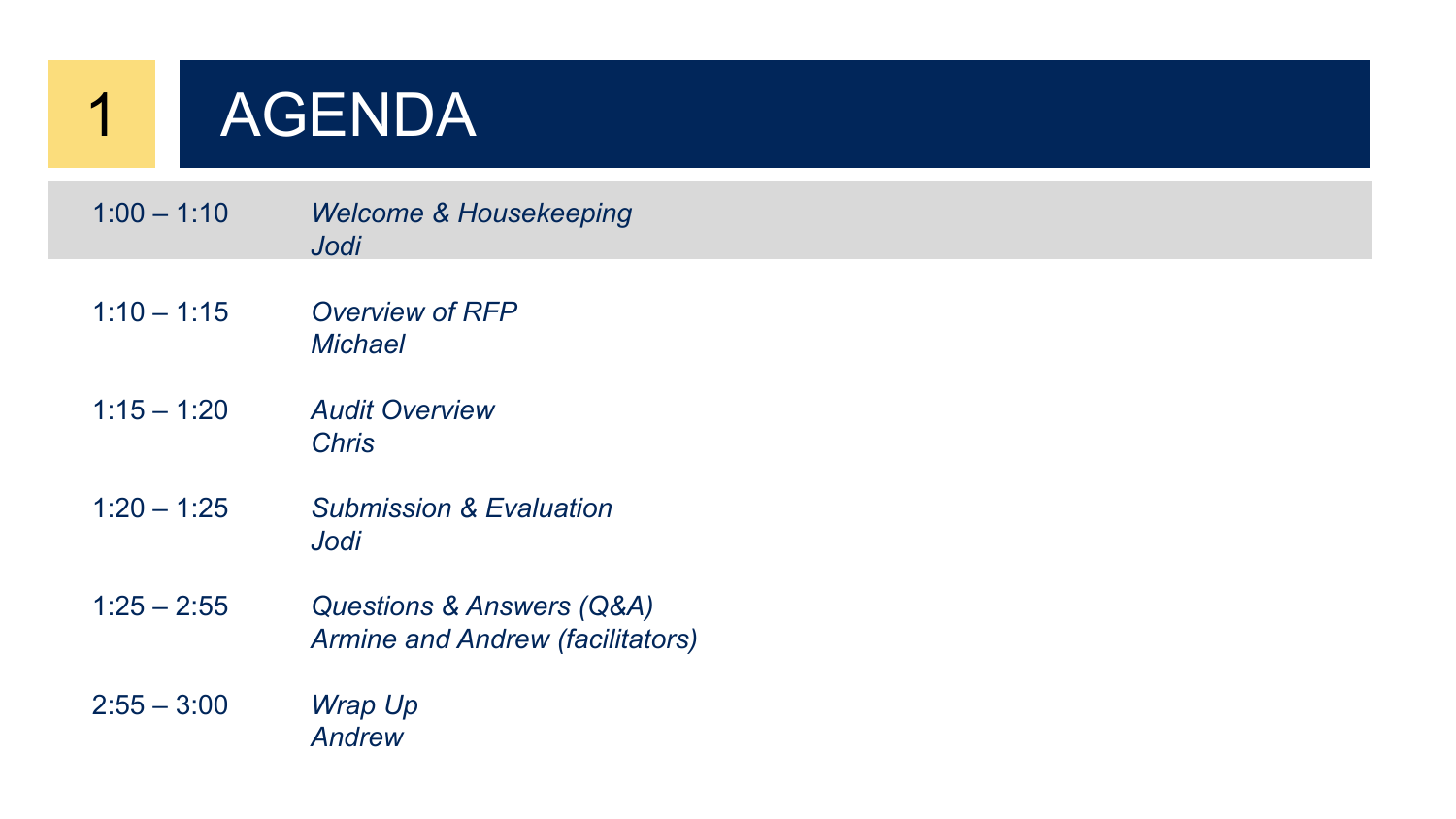# 1 AGENDA

| Time | Item |
|---|---|
| 1:00 – 1:10 | *Welcome & Housekeeping*<br>*Jodi* |
| 1:10 – 1:15 | *Overview of RFP*<br>*Michael* |
| 1:15 – 1:20 | *Audit Overview*<br>*Chris* |
| 1:20 – 1:25 | *Submission & Evaluation*<br>*Jodi* |
| 1:25 – 2:55 | *Questions & Answers (Q&A)*<br>*Armine and Andrew (facilitators)* |
| 2:55 – 3:00 | *Wrap Up*<br>*Andrew* |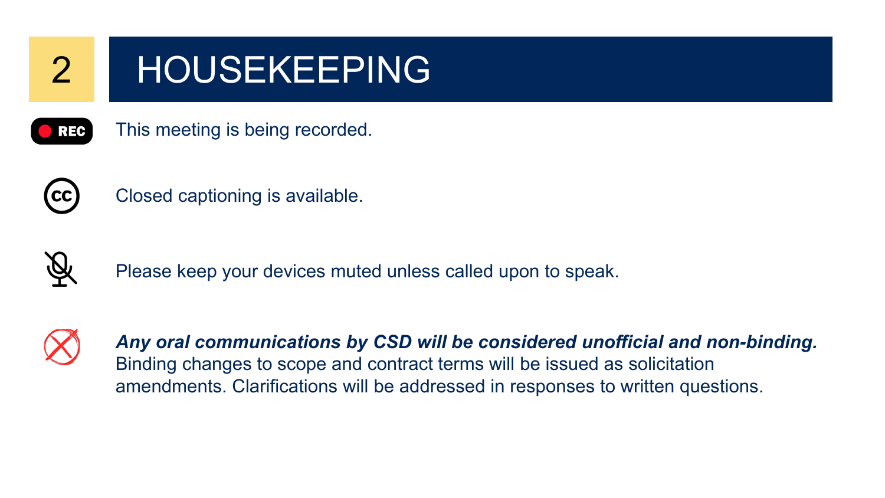# 2 HOUSEKEEPING

REC This meeting is being recorded.

Closed captioning is available.

Please keep your devices muted unless called upon to speak.

***Any oral communications by CSD will be considered unofficial and non-binding.*** Binding changes to scope and contract terms will be issued as solicitation amendments. Clarifications will be addressed in responses to written questions.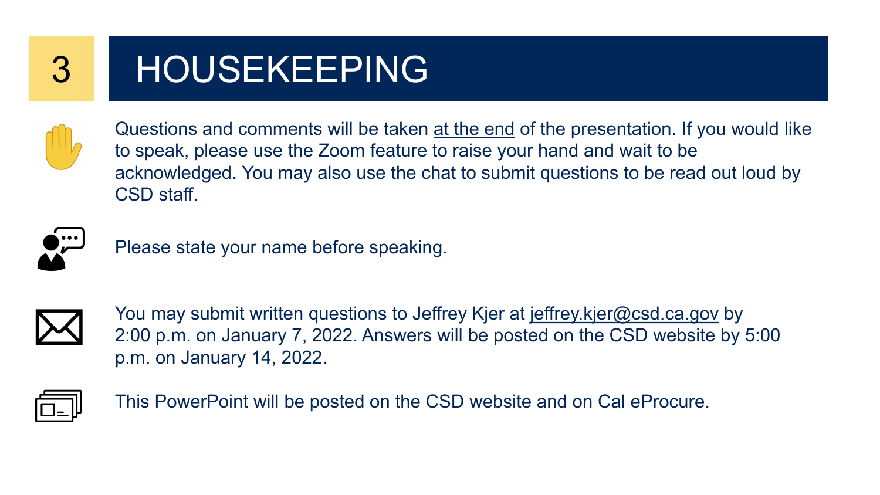# 3 HOUSEKEEPING

Questions and comments will be taken at the end of the presentation. If you would like to speak, please use the Zoom feature to raise your hand and wait to be acknowledged. You may also use the chat to submit questions to be read out loud by CSD staff.

Please state your name before speaking.

You may submit written questions to Jeffrey Kjer at jeffrey.kjer@csd.ca.gov by 2:00 p.m. on January 7, 2022. Answers will be posted on the CSD website by 5:00 p.m. on January 14, 2022.

This PowerPoint will be posted on the CSD website and on Cal eProcure.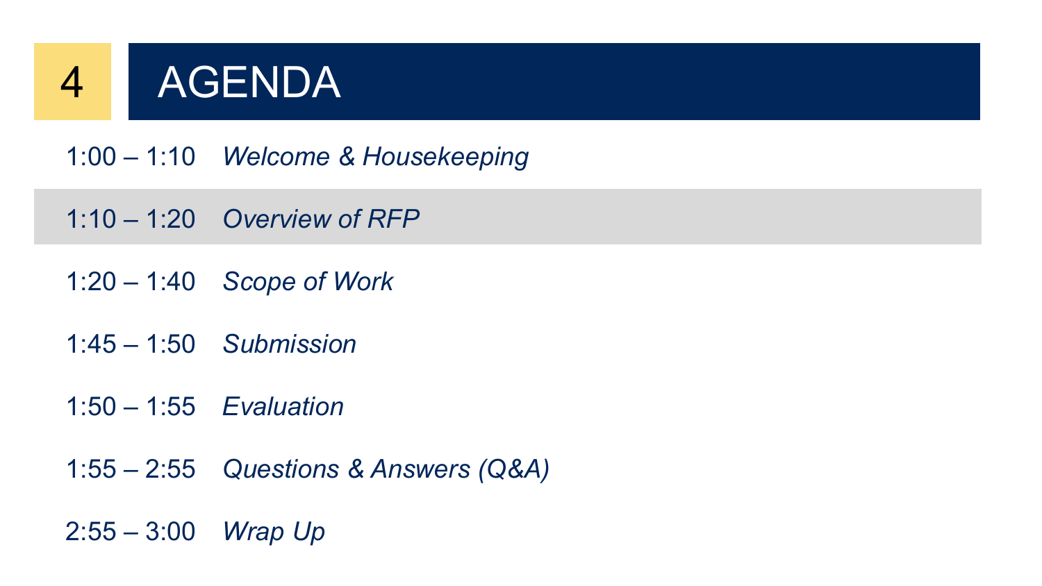# 4 AGENDA

| | |
|---|---|
| 1:00 – 1:10 | *Welcome & Housekeeping* |
| 1:10 – 1:20 | *Overview of RFP* |
| 1:20 – 1:40 | *Scope of Work* |
| 1:45 – 1:50 | *Submission* |
| 1:50 – 1:55 | *Evaluation* |
| 1:55 – 2:55 | *Questions & Answers (Q&A)* |
| 2:55 – 3:00 | *Wrap Up* |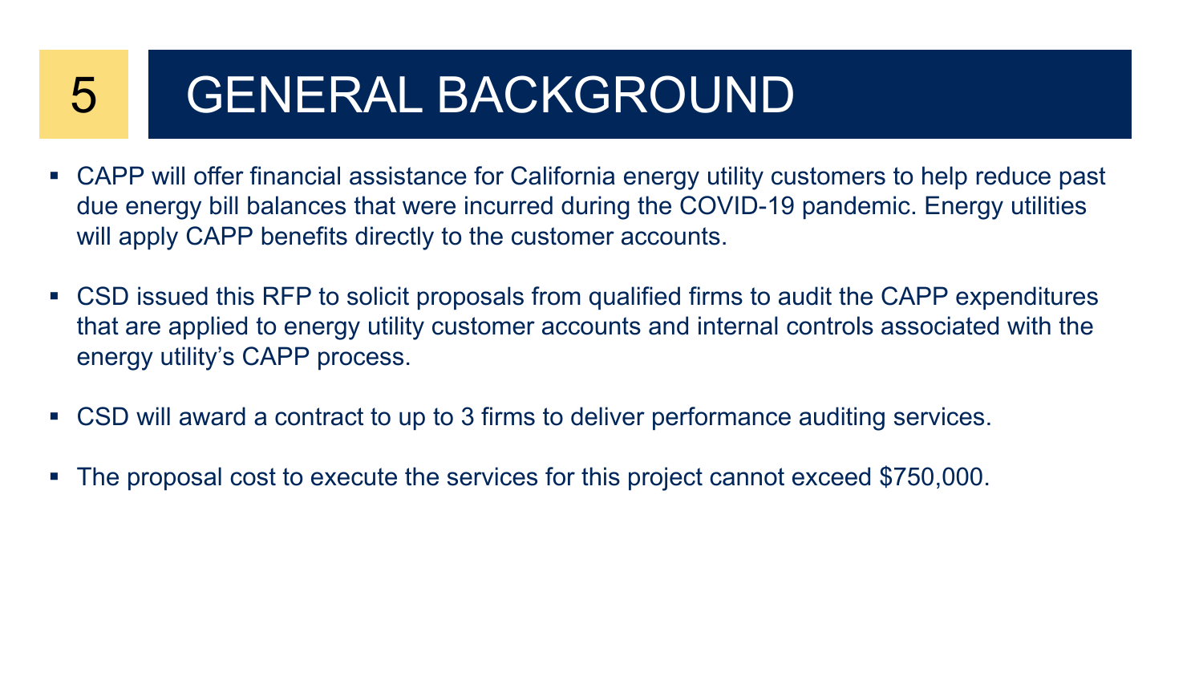# 5 GENERAL BACKGROUND

- CAPP will offer financial assistance for California energy utility customers to help reduce past due energy bill balances that were incurred during the COVID-19 pandemic. Energy utilities will apply CAPP benefits directly to the customer accounts.
- CSD issued this RFP to solicit proposals from qualified firms to audit the CAPP expenditures that are applied to energy utility customer accounts and internal controls associated with the energy utility's CAPP process.
- CSD will award a contract to up to 3 firms to deliver performance auditing services.
- The proposal cost to execute the services for this project cannot exceed $750,000.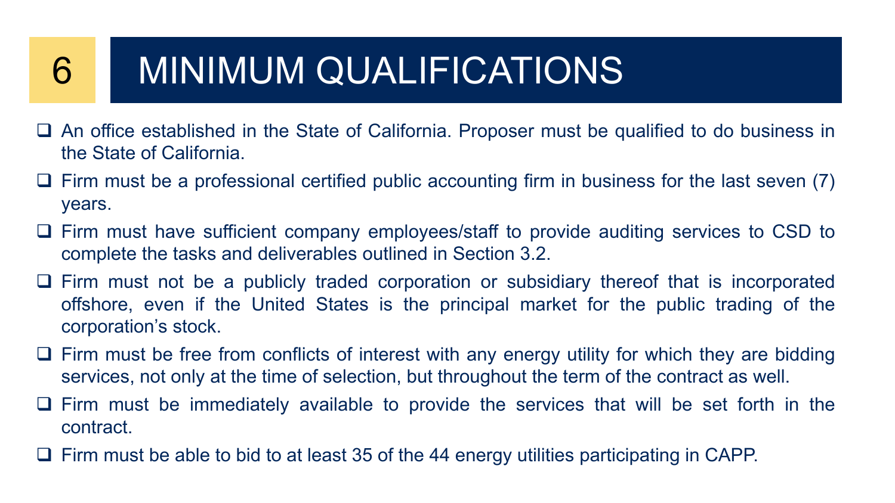# 6 MINIMUM QUALIFICATIONS

- An office established in the State of California. Proposer must be qualified to do business in the State of California.
- Firm must be a professional certified public accounting firm in business for the last seven (7) years.
- Firm must have sufficient company employees/staff to provide auditing services to CSD to complete the tasks and deliverables outlined in Section 3.2.
- Firm must not be a publicly traded corporation or subsidiary thereof that is incorporated offshore, even if the United States is the principal market for the public trading of the corporation's stock.
- Firm must be free from conflicts of interest with any energy utility for which they are bidding services, not only at the time of selection, but throughout the term of the contract as well.
- Firm must be immediately available to provide the services that will be set forth in the contract.
- Firm must be able to bid to at least 35 of the 44 energy utilities participating in CAPP.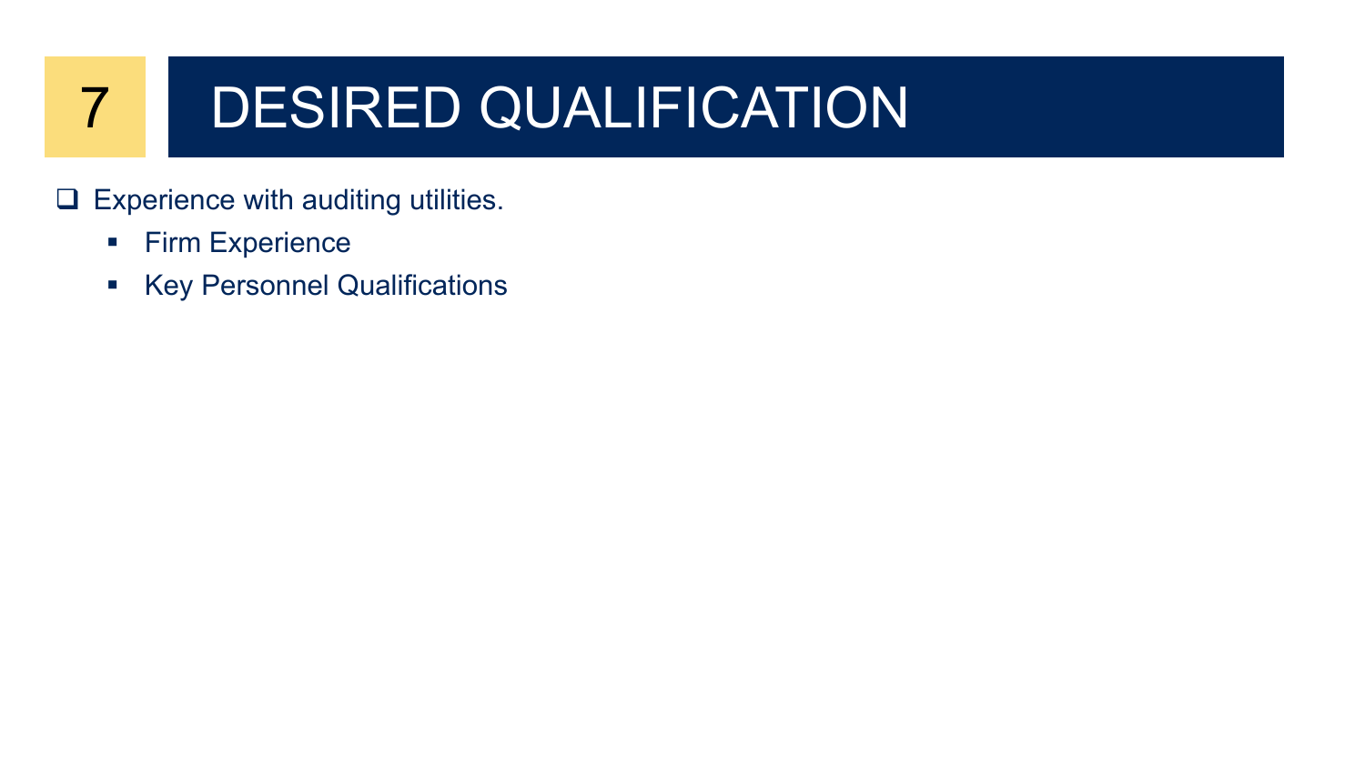# 7 DESIRED QUALIFICATION

- Experience with auditing utilities.
  - Firm Experience
  - Key Personnel Qualifications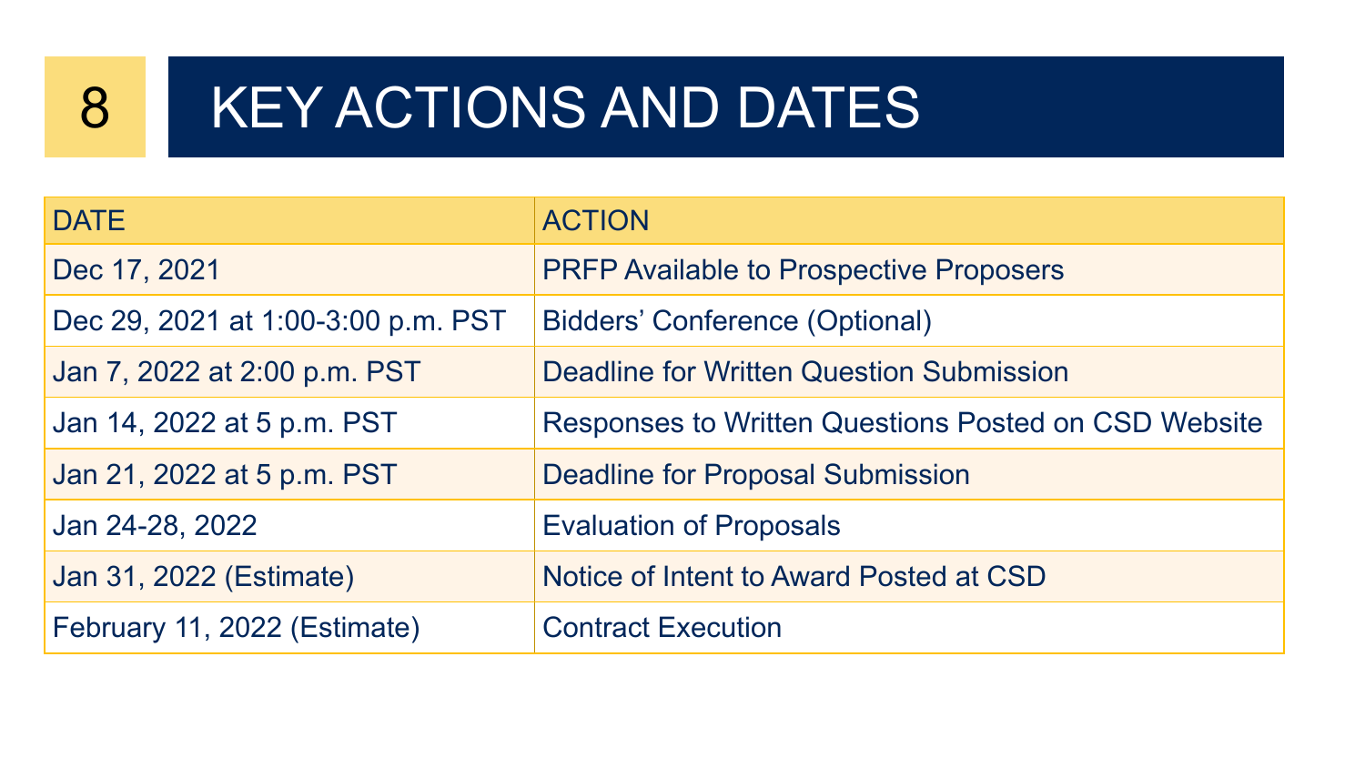# 8 KEY ACTIONS AND DATES

| DATE | ACTION |
| --- | --- |
| Dec 17, 2021 | PRFP Available to Prospective Proposers |
| Dec 29, 2021 at 1:00-3:00 p.m. PST | Bidders' Conference (Optional) |
| Jan 7, 2022 at 2:00 p.m. PST | Deadline for Written Question Submission |
| Jan 14, 2022 at 5 p.m. PST | Responses to Written Questions Posted on CSD Website |
| Jan 21, 2022 at 5 p.m. PST | Deadline for Proposal Submission |
| Jan 24-28, 2022 | Evaluation of Proposals |
| Jan 31, 2022 (Estimate) | Notice of Intent to Award Posted at CSD |
| February 11, 2022 (Estimate) | Contract Execution |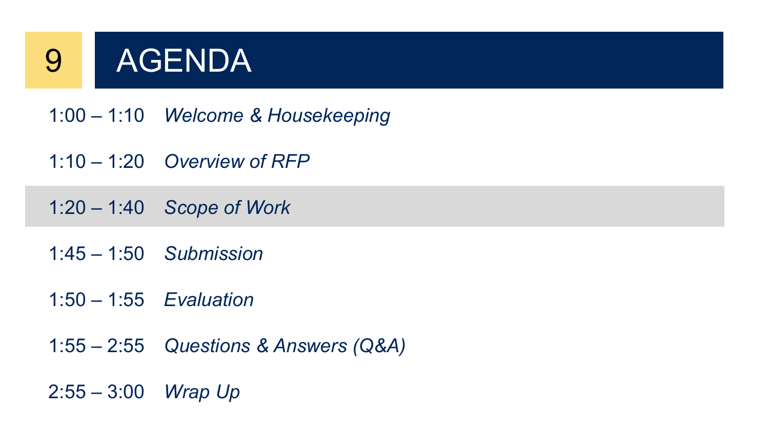# 9 AGENDA

| Time | Item |
| --- | --- |
| 1:00 – 1:10 | *Welcome & Housekeeping* |
| 1:10 – 1:20 | *Overview of RFP* |
| 1:20 – 1:40 | *Scope of Work* |
| 1:45 – 1:50 | *Submission* |
| 1:50 – 1:55 | *Evaluation* |
| 1:55 – 2:55 | *Questions & Answers (Q&A)* |
| 2:55 – 3:00 | *Wrap Up* |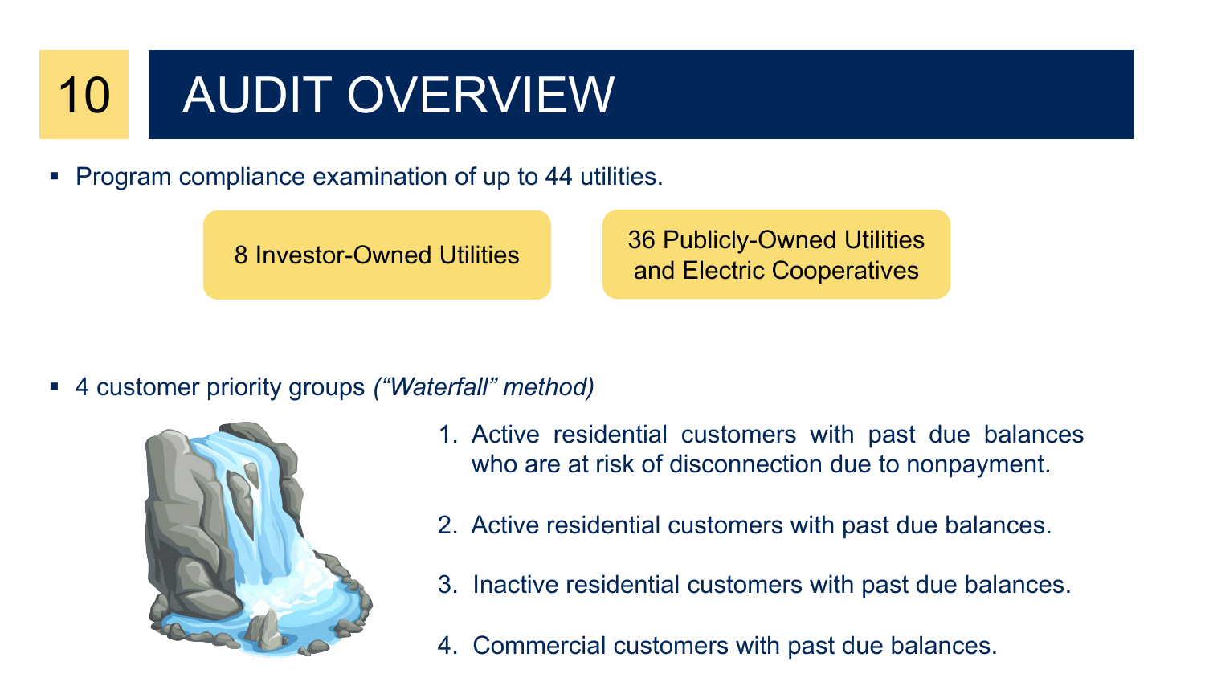# 10 AUDIT OVERVIEW

- Program compliance examination of up to 44 utilities.

8 Investor-Owned Utilities

36 Publicly-Owned Utilities and Electric Cooperatives

- 4 customer priority groups *("Waterfall" method)*

1. Active residential customers with past due balances who are at risk of disconnection due to nonpayment.
2. Active residential customers with past due balances.
3. Inactive residential customers with past due balances.
4. Commercial customers with past due balances.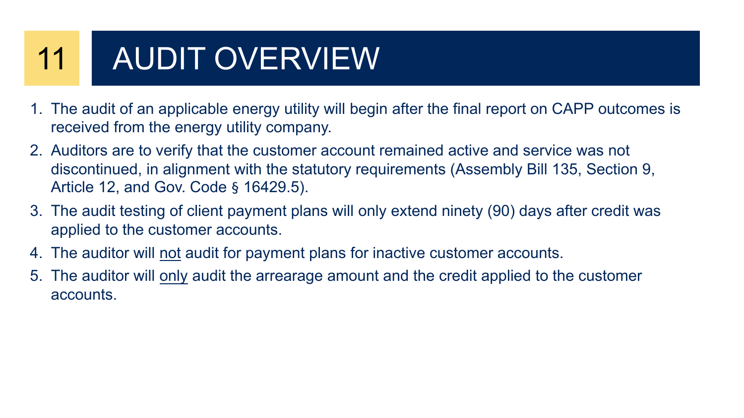# 11 AUDIT OVERVIEW

1. The audit of an applicable energy utility will begin after the final report on CAPP outcomes is received from the energy utility company.
2. Auditors are to verify that the customer account remained active and service was not discontinued, in alignment with the statutory requirements (Assembly Bill 135, Section 9, Article 12, and Gov. Code § 16429.5).
3. The audit testing of client payment plans will only extend ninety (90) days after credit was applied to the customer accounts.
4. The auditor will <u>not</u> audit for payment plans for inactive customer accounts.
5. The auditor will <u>only</u> audit the arrearage amount and the credit applied to the customer accounts.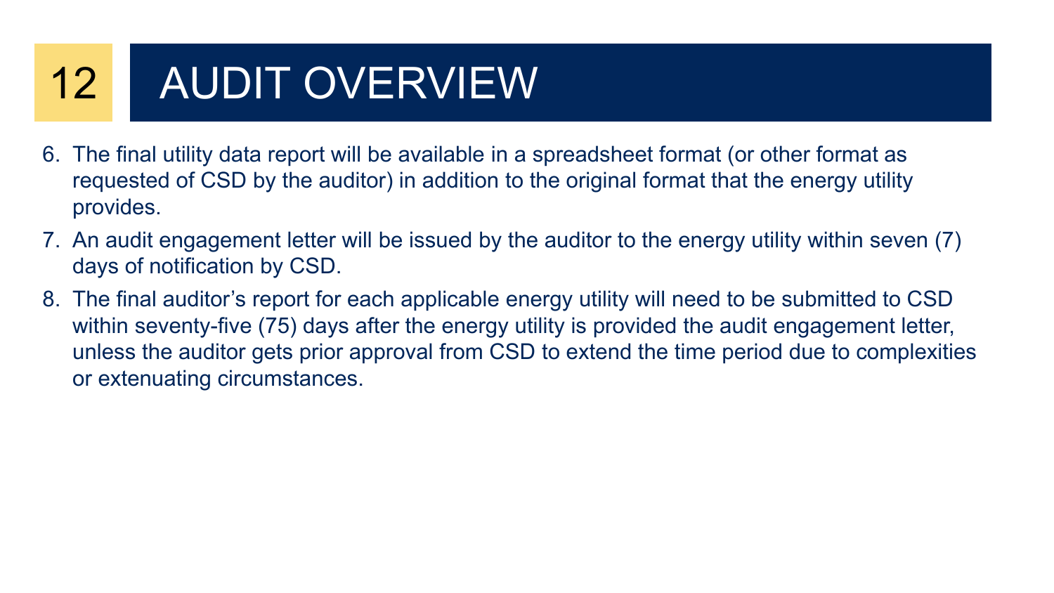# 12 AUDIT OVERVIEW

6. The final utility data report will be available in a spreadsheet format (or other format as requested of CSD by the auditor) in addition to the original format that the energy utility provides.
7. An audit engagement letter will be issued by the auditor to the energy utility within seven (7) days of notification by CSD.
8. The final auditor's report for each applicable energy utility will need to be submitted to CSD within seventy-five (75) days after the energy utility is provided the audit engagement letter, unless the auditor gets prior approval from CSD to extend the time period due to complexities or extenuating circumstances.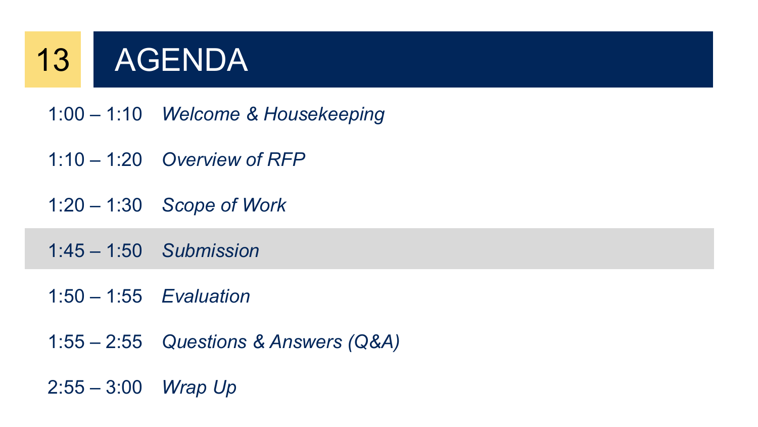# 13 AGENDA

| | |
|---|---|
| 1:00 – 1:10 | *Welcome & Housekeeping* |
| 1:10 – 1:20 | *Overview of RFP* |
| 1:20 – 1:30 | *Scope of Work* |
| 1:45 – 1:50 | *Submission* |
| 1:50 – 1:55 | *Evaluation* |
| 1:55 – 2:55 | *Questions & Answers (Q&A)* |
| 2:55 – 3:00 | *Wrap Up* |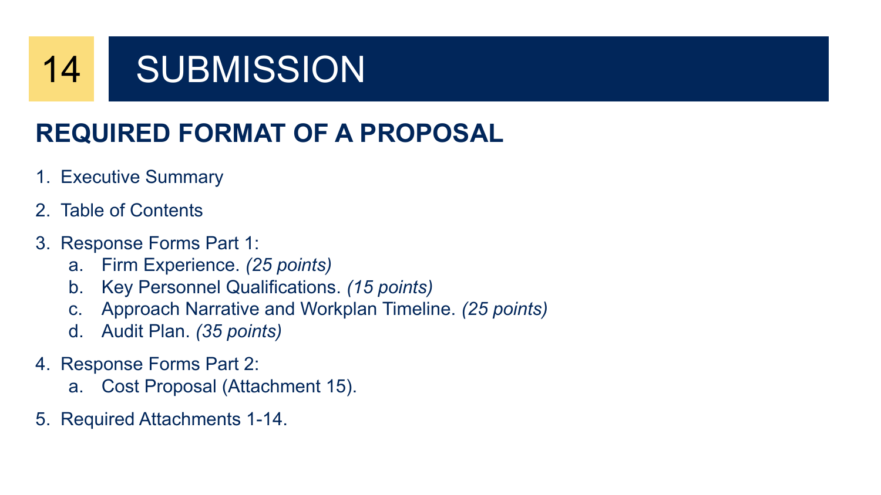# 14 SUBMISSION

## REQUIRED FORMAT OF A PROPOSAL

1. Executive Summary
2. Table of Contents
3. Response Forms Part 1:
   a. Firm Experience. *(25 points)*
   b. Key Personnel Qualifications. *(15 points)*
   c. Approach Narrative and Workplan Timeline. *(25 points)*
   d. Audit Plan. *(35 points)*
4. Response Forms Part 2:
   a. Cost Proposal (Attachment 15).
5. Required Attachments 1-14.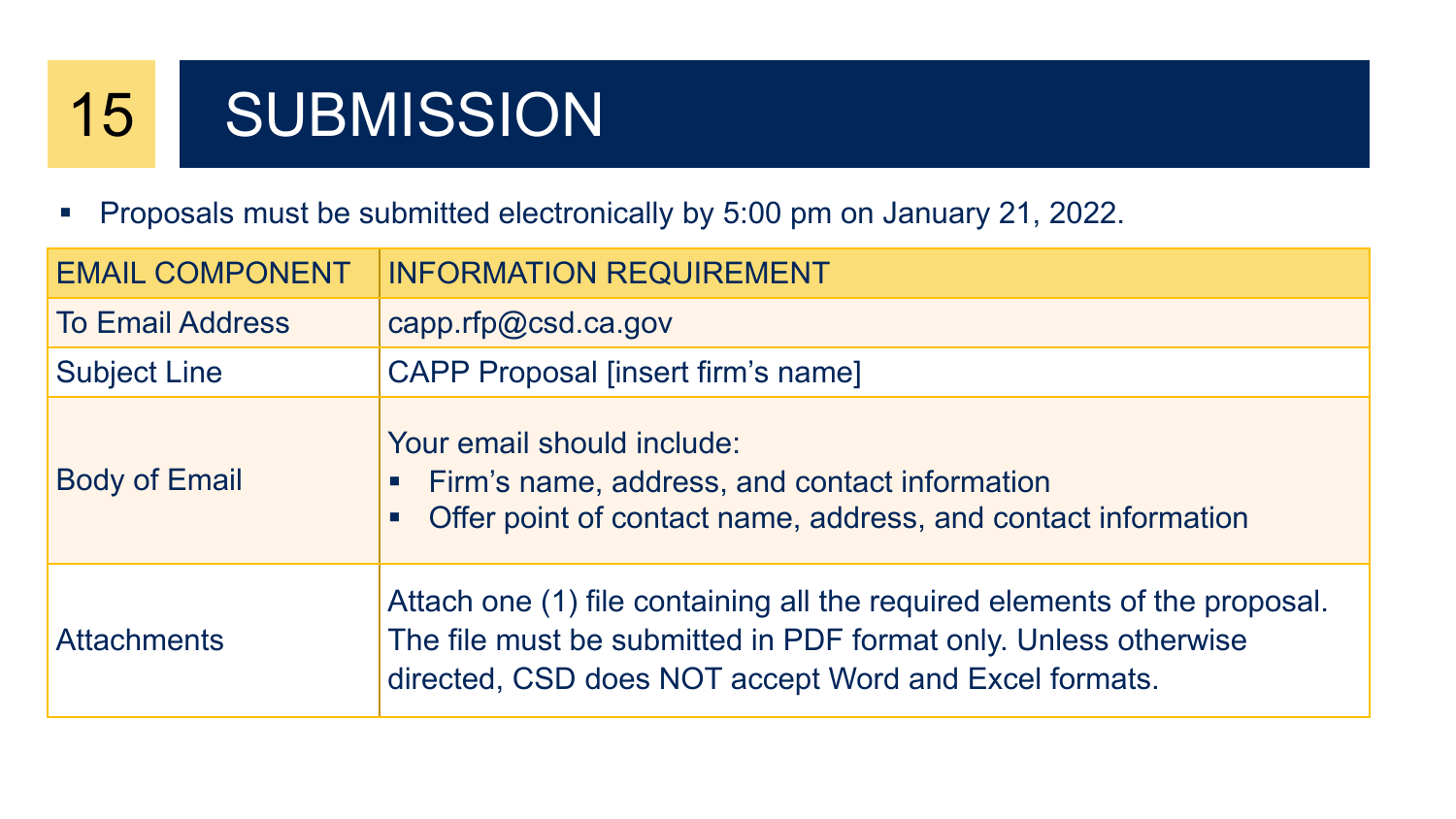# 15 SUBMISSION

- Proposals must be submitted electronically by 5:00 pm on January 21, 2022.

| EMAIL COMPONENT | INFORMATION REQUIREMENT |
| --- | --- |
| To Email Address | capp.rfp@csd.ca.gov |
| Subject Line | CAPP Proposal [insert firm's name] |
| Body of Email | Your email should include:<br>▪ Firm's name, address, and contact information<br>▪ Offer point of contact name, address, and contact information |
| Attachments | Attach one (1) file containing all the required elements of the proposal. The file must be submitted in PDF format only. Unless otherwise directed, CSD does NOT accept Word and Excel formats. |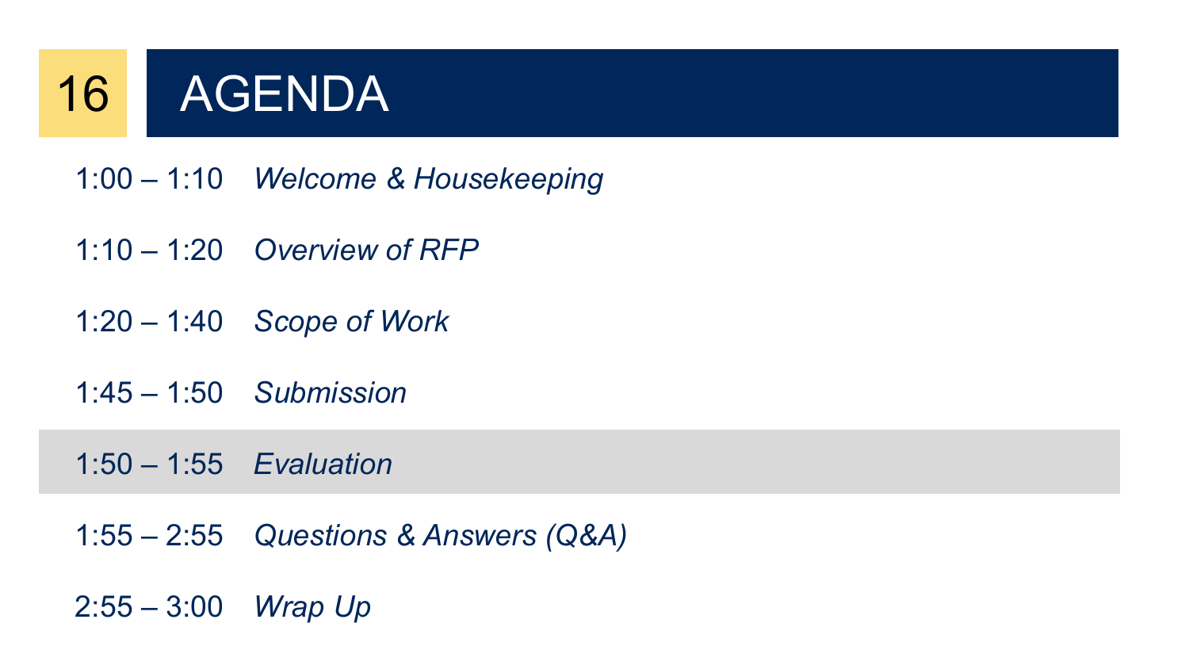# AGENDA

| Time | Item |
| --- | --- |
| 1:00 – 1:10 | *Welcome & Housekeeping* |
| 1:10 – 1:20 | *Overview of RFP* |
| 1:20 – 1:40 | *Scope of Work* |
| 1:45 – 1:50 | *Submission* |
| 1:50 – 1:55 | *Evaluation* |
| 1:55 – 2:55 | *Questions & Answers (Q&A)* |
| 2:55 – 3:00 | *Wrap Up* |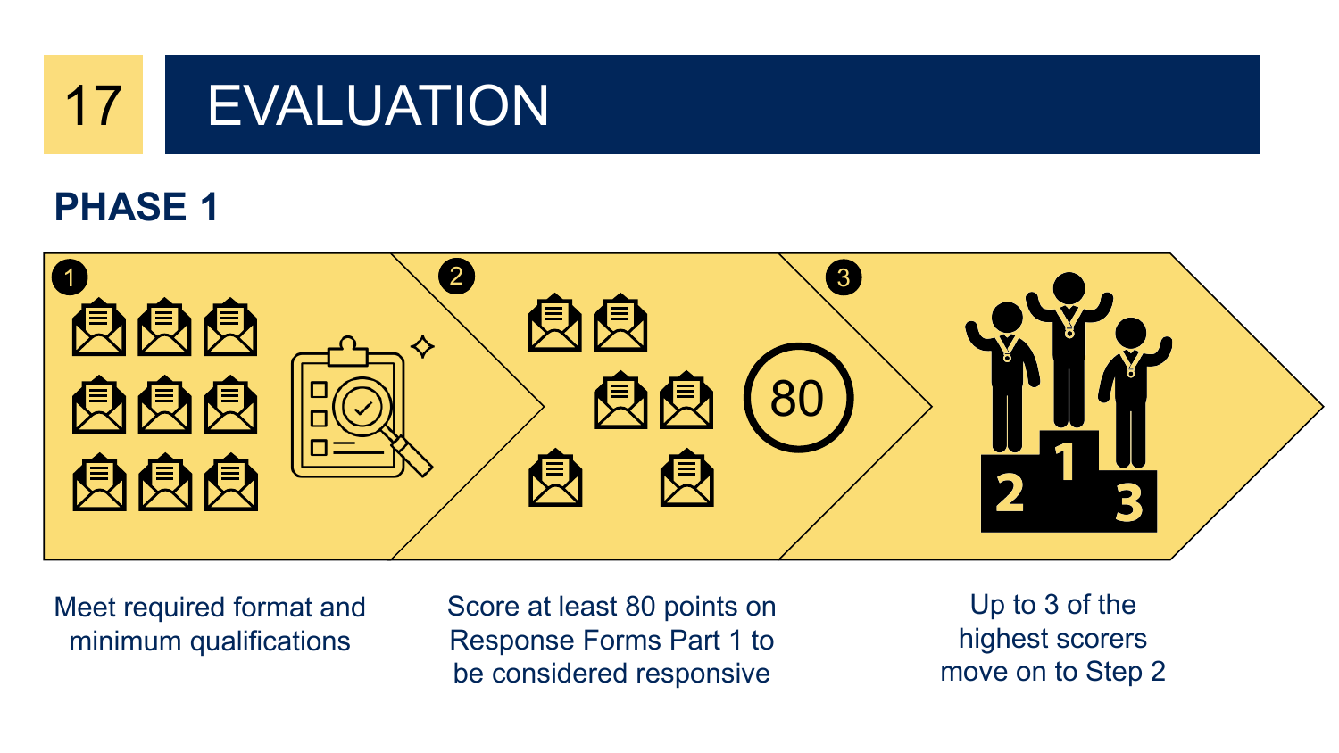# 17 EVALUATION

## PHASE 1

1. Meet required format and minimum qualifications
2. Score at least 80 points on Response Forms Part 1 to be considered responsive
3. Up to 3 of the highest scorers move on to Step 2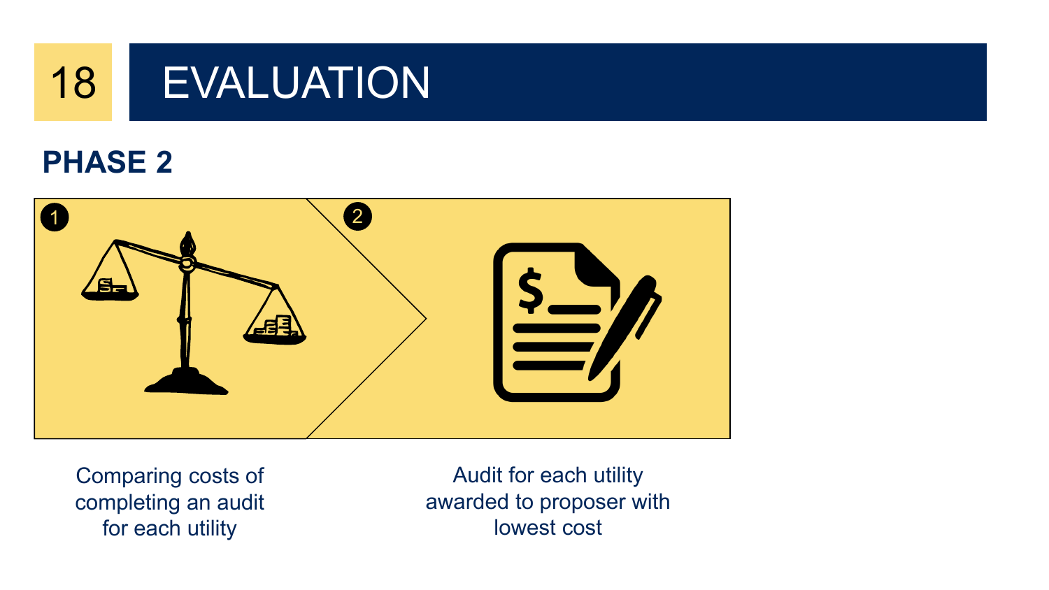# 18 EVALUATION

## PHASE 2

1. Comparing costs of completing an audit for each utility
2. Audit for each utility awarded to proposer with lowest cost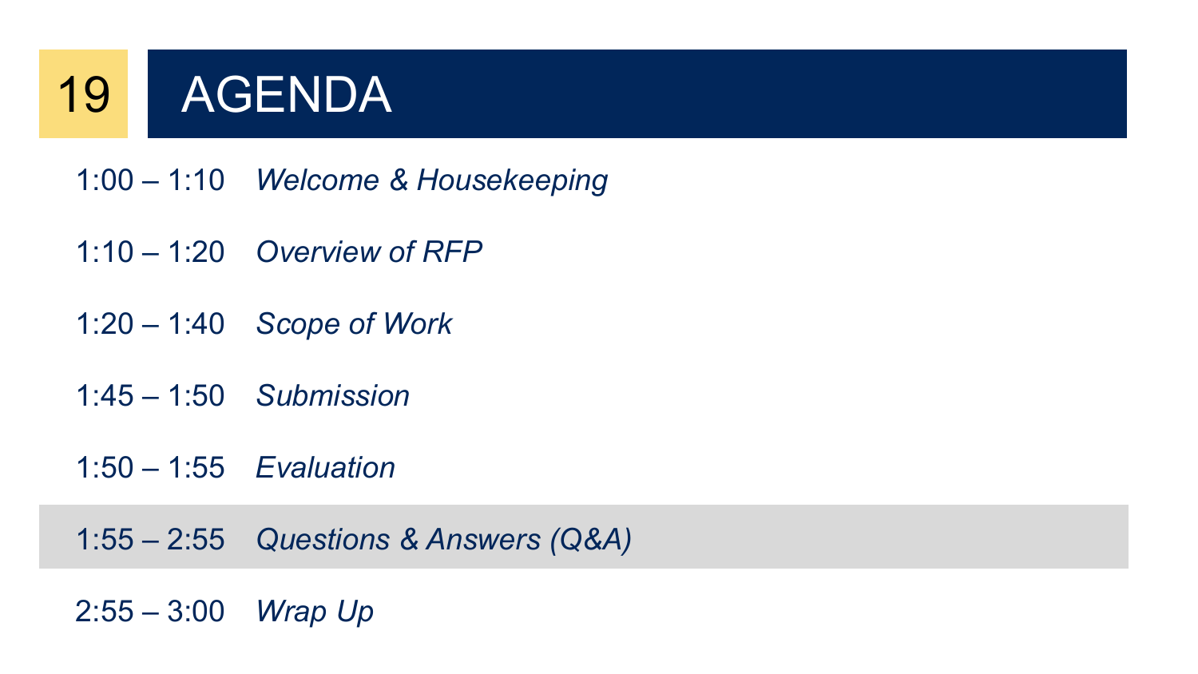# AGENDA

| | |
|---|---|
| 1:00 – 1:10 | *Welcome & Housekeeping* |
| 1:10 – 1:20 | *Overview of RFP* |
| 1:20 – 1:40 | *Scope of Work* |
| 1:45 – 1:50 | *Submission* |
| 1:50 – 1:55 | *Evaluation* |
| 1:55 – 2:55 | *Questions & Answers (Q&A)* |
| 2:55 – 3:00 | *Wrap Up* |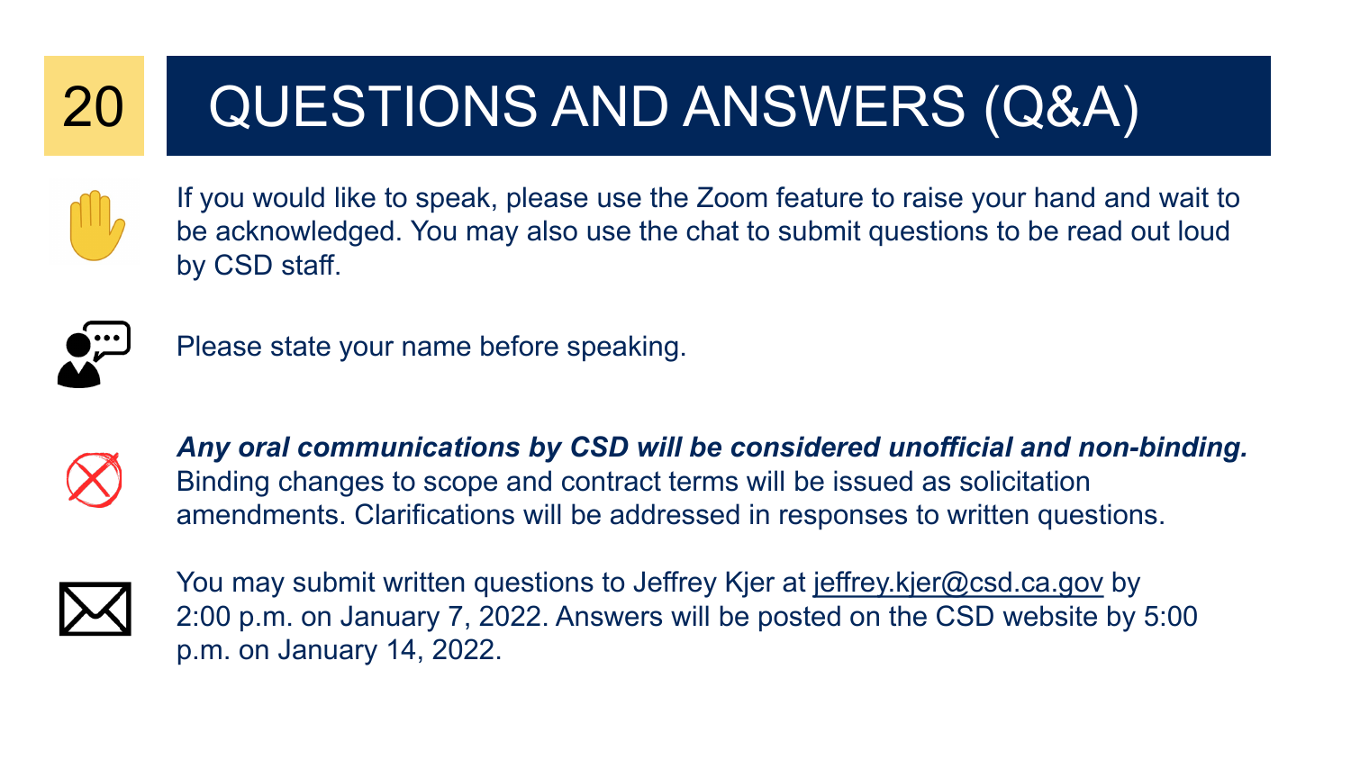# 20 QUESTIONS AND ANSWERS (Q&A)

If you would like to speak, please use the Zoom feature to raise your hand and wait to be acknowledged. You may also use the chat to submit questions to be read out loud by CSD staff.

Please state your name before speaking.

***Any oral communications by CSD will be considered unofficial and non-binding.*** Binding changes to scope and contract terms will be issued as solicitation amendments. Clarifications will be addressed in responses to written questions.

You may submit written questions to Jeffrey Kjer at jeffrey.kjer@csd.ca.gov by 2:00 p.m. on January 7, 2022. Answers will be posted on the CSD website by 5:00 p.m. on January 14, 2022.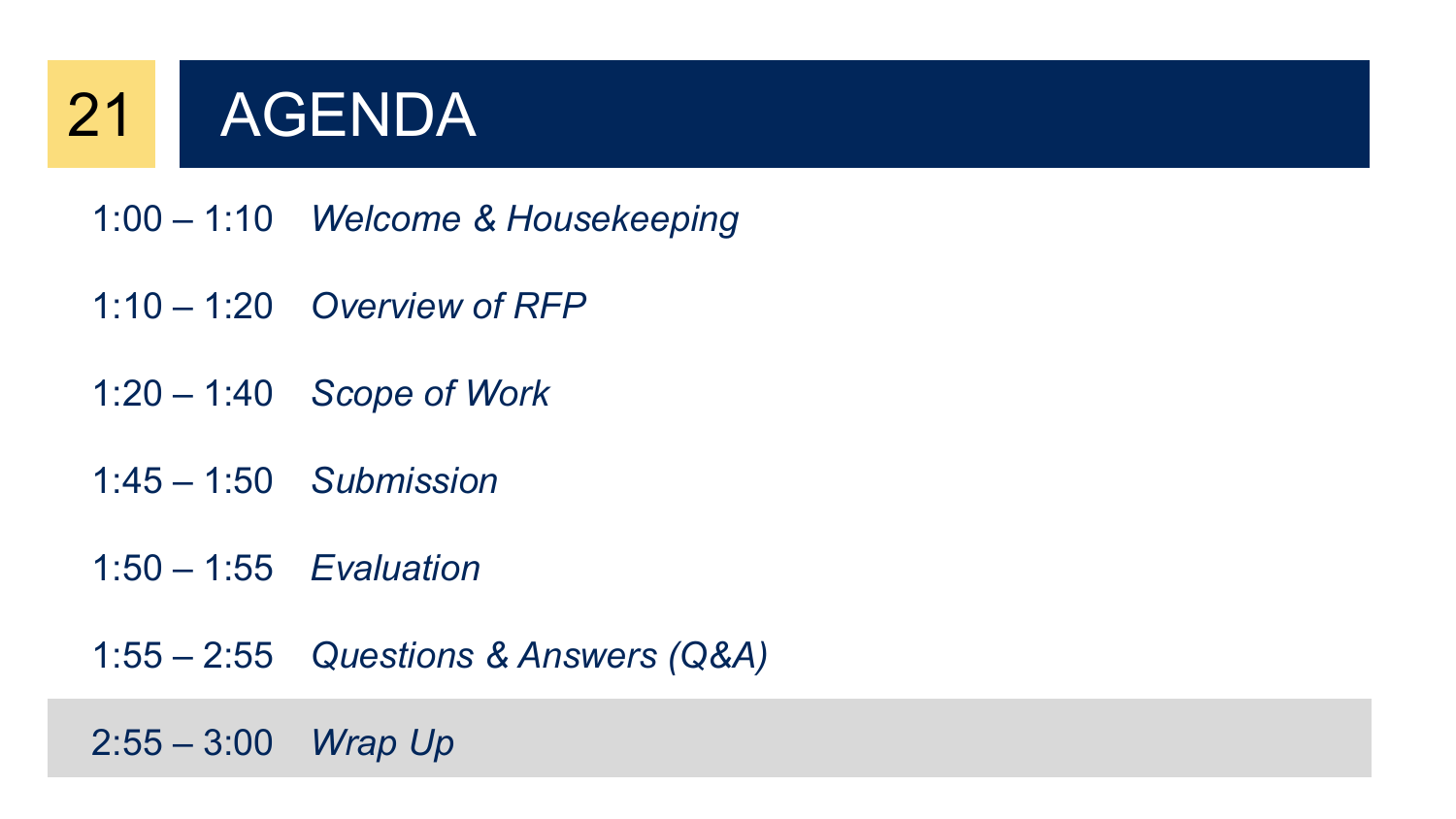# AGENDA

| | |
|---|---|
| 1:00 – 1:10 | *Welcome & Housekeeping* |
| 1:10 – 1:20 | *Overview of RFP* |
| 1:20 – 1:40 | *Scope of Work* |
| 1:45 – 1:50 | *Submission* |
| 1:50 – 1:55 | *Evaluation* |
| 1:55 – 2:55 | *Questions & Answers (Q&A)* |
| 2:55 – 3:00 | *Wrap Up* |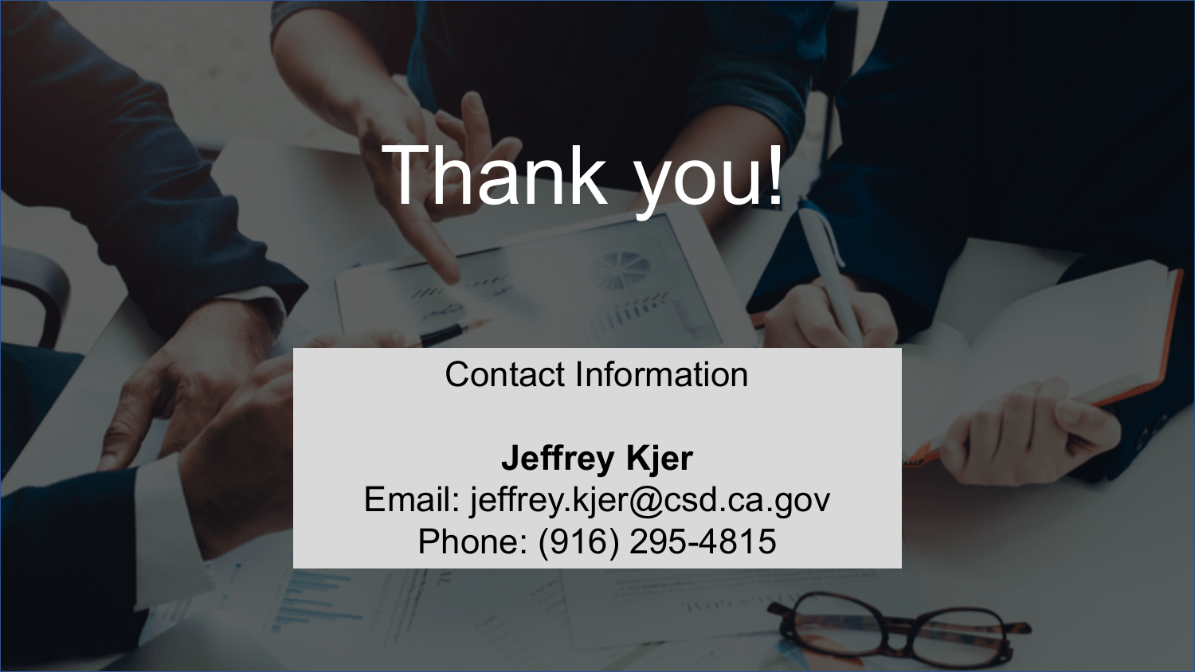# Thank you!

Contact Information

**Jeffrey Kjer**
Email: jeffrey.kjer@csd.ca.gov
Phone: (916) 295-4815